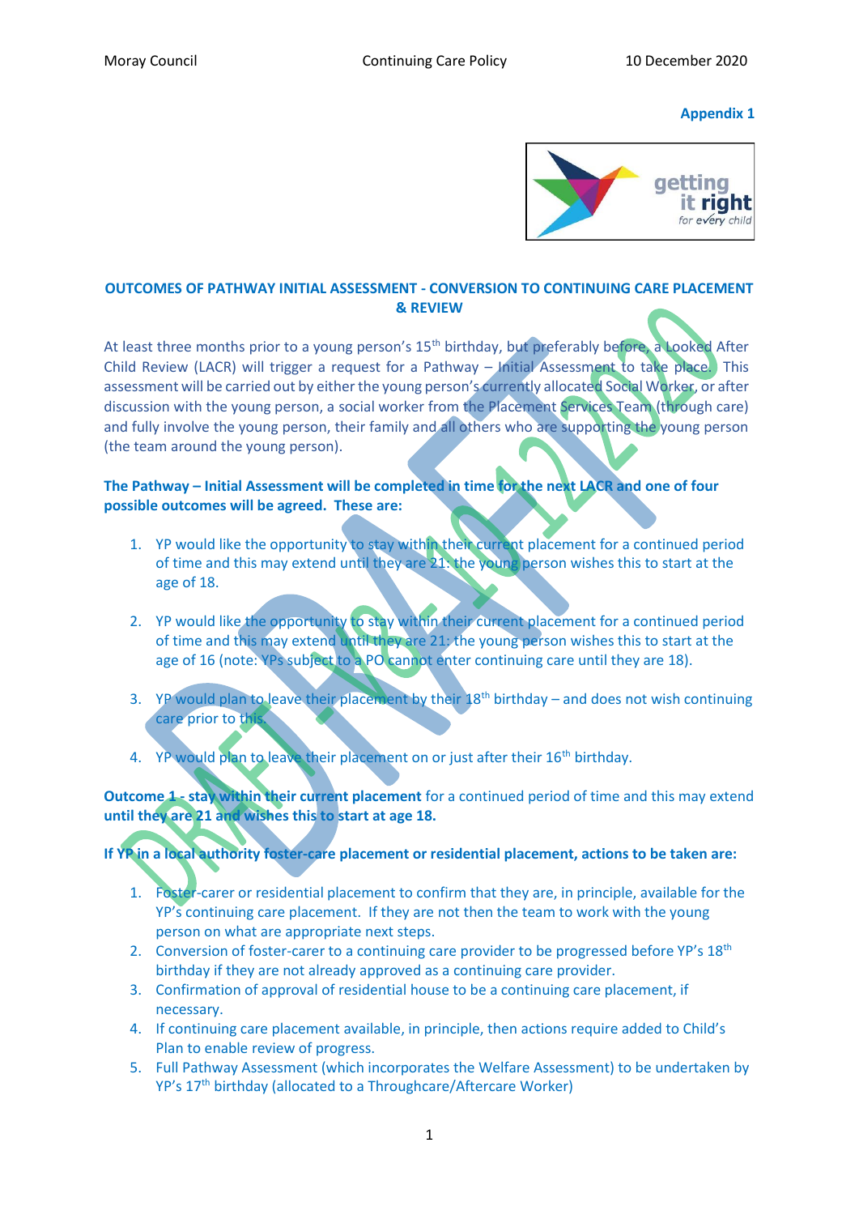**Appendix 1**

## OUTCOMES OF PATHWAY INITIAL ASSESSMENT - CONVERSION TO CONTINUING CARE PLACEMENT & REVIEW

At least three months prior to a young person's 15th birthday, but preferably before, a Looked After Child Review (LACR) will trigger a request for a Pathway – Initial Assessment to take place. This assessment will be carried out by either the young person's currently allocated Social Worker, or after discussion with the young person, a social worker from the Placement Services Team (through care) and fully involve the young person, their family and all others who are supporting the young person (the team around the young person).

**The Pathway – Initial Assessment will be completed in time for the next LACR and one of four possible outcomes will be agreed. These are:**

1. YP would like the opportunity to stay within their current placement for a continued period of time and this may extend until they are 21: the young person wishes this to start at the age of 18.

2. YP would like the opportunity to stay within their current placement for a continued period of time and this may extend until they are 21: the young person wishes this to start at the age of 16 (note: YPs subject to a PO cannot enter continuing care until they are 18).

3. YP would plan to leave their placement by their 18th birthday – and does not wish continuing care prior to this.

4. YP would plan to leave their placement on or just after their 16th birthday.

**Outcome 1 - stay within their current placement** for a continued period of time and this may extend **until they are 21 and wishes this to start at age 18.**

**If YP in a local authority foster-care placement or residential placement, actions to be taken are:**

1. Foster-carer or residential placement to confirm that they are, in principle, available for the YP's continuing care placement. If they are not then the team to work with the young person on what are appropriate next steps.
2. Conversion of foster-carer to a continuing care provider to be progressed before YP's 18th birthday if they are not already approved as a continuing care provider.
3. Confirmation of approval of residential house to be a continuing care placement, if necessary.
4. If continuing care placement available, in principle, then actions require added to Child's Plan to enable review of progress.
5. Full Pathway Assessment (which incorporates the Welfare Assessment) to be undertaken by YP's 17th birthday (allocated to a Throughcare/Aftercare Worker)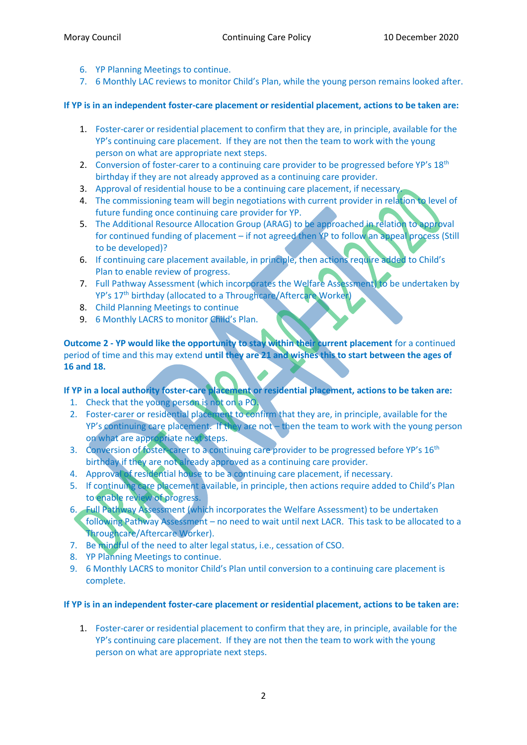6. YP Planning Meetings to continue.
7. 6 Monthly LAC reviews to monitor Child's Plan, while the young person remains looked after.

**If YP is in an independent foster-care placement or residential placement, actions to be taken are:**

1. Foster-carer or residential placement to confirm that they are, in principle, available for the YP's continuing care placement. If they are not then the team to work with the young person on what are appropriate next steps.
2. Conversion of foster-carer to a continuing care provider to be progressed before YP's 18th birthday if they are not already approved as a continuing care provider.
3. Approval of residential house to be a continuing care placement, if necessary.
4. The commissioning team will begin negotiations with current provider in relation to level of future funding once continuing care provider for YP.
5. The Additional Resource Allocation Group (ARAG) to be approached in relation to approval for continued funding of placement – if not agreed then YP to follow an appeal process (Still to be developed)?
6. If continuing care placement available, in principle, then actions require added to Child's Plan to enable review of progress.
7. Full Pathway Assessment (which incorporates the Welfare Assessment) to be undertaken by YP's 17th birthday (allocated to a Throughcare/Aftercare Worker)
8. Child Planning Meetings to continue
9. 6 Monthly LACRS to monitor Child's Plan.

**Outcome 2 - YP would like the opportunity to stay within their current placement** for a continued period of time and this may extend **until they are 21 and wishes this to start between the ages of 16 and 18.**

**If YP in a local authority foster-care placement or residential placement, actions to be taken are:**

1. Check that the young person is not on a PO.
2. Foster-carer or residential placement to confirm that they are, in principle, available for the YP's continuing care placement. If they are not – then the team to work with the young person on what are appropriate next steps.
3. Conversion of foster-carer to a continuing care provider to be progressed before YP's 16th birthday if they are not already approved as a continuing care provider.
4. Approval of residential house to be a continuing care placement, if necessary.
5. If continuing care placement available, in principle, then actions require added to Child's Plan to enable review of progress.
6. Full Pathway Assessment (which incorporates the Welfare Assessment) to be undertaken following Pathway Assessment – no need to wait until next LACR. This task to be allocated to a Throughcare/Aftercare Worker).
7. Be mindful of the need to alter legal status, i.e., cessation of CSO.
8. YP Planning Meetings to continue.
9. 6 Monthly LACRS to monitor Child's Plan until conversion to a continuing care placement is complete.

**If YP is in an independent foster-care placement or residential placement, actions to be taken are:**

1. Foster-carer or residential placement to confirm that they are, in principle, available for the YP's continuing care placement. If they are not then the team to work with the young person on what are appropriate next steps.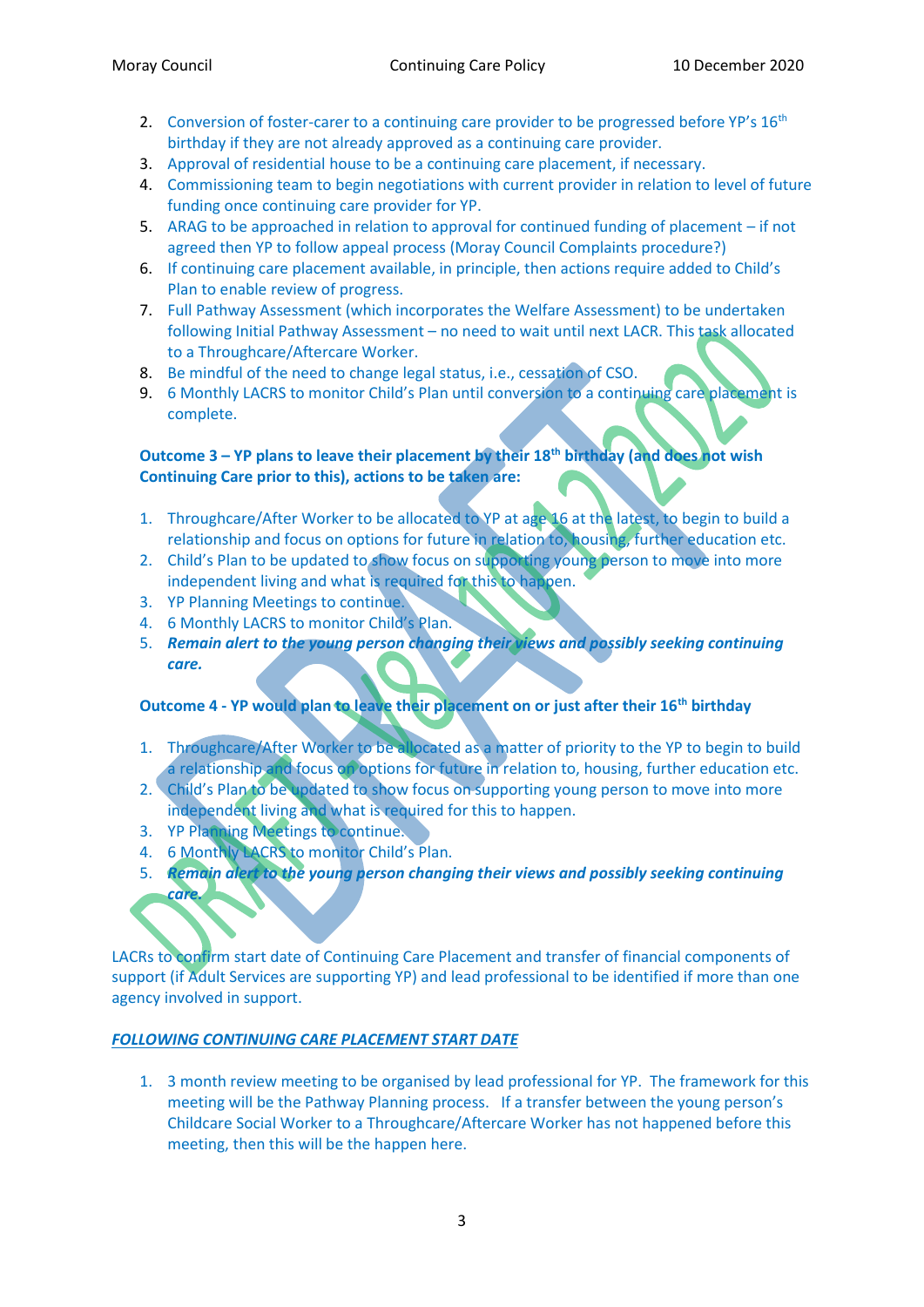2. Conversion of foster-carer to a continuing care provider to be progressed before YP's 16th birthday if they are not already approved as a continuing care provider.
3. Approval of residential house to be a continuing care placement, if necessary.
4. Commissioning team to begin negotiations with current provider in relation to level of future funding once continuing care provider for YP.
5. ARAG to be approached in relation to approval for continued funding of placement – if not agreed then YP to follow appeal process (Moray Council Complaints procedure?)
6. If continuing care placement available, in principle, then actions require added to Child's Plan to enable review of progress.
7. Full Pathway Assessment (which incorporates the Welfare Assessment) to be undertaken following Initial Pathway Assessment – no need to wait until next LACR. This task allocated to a Throughcare/Aftercare Worker.
8. Be mindful of the need to change legal status, i.e., cessation of CSO.
9. 6 Monthly LACRS to monitor Child's Plan until conversion to a continuing care placement is complete.

**Outcome 3 – YP plans to leave their placement by their 18th birthday (and does not wish Continuing Care prior to this), actions to be taken are:**

1. Throughcare/After Worker to be allocated to YP at age 16 at the latest, to begin to build a relationship and focus on options for future in relation to, housing, further education etc.
2. Child's Plan to be updated to show focus on supporting young person to move into more independent living and what is required for this to happen.
3. YP Planning Meetings to continue.
4. 6 Monthly LACRS to monitor Child's Plan.
5. ***Remain alert to the young person changing their views and possibly seeking continuing care.***

**Outcome 4 - YP would plan to leave their placement on or just after their 16th birthday**

1. Throughcare/After Worker to be allocated as a matter of priority to the YP to begin to build a relationship and focus on options for future in relation to, housing, further education etc.
2. Child's Plan to be updated to show focus on supporting young person to move into more independent living and what is required for this to happen.
3. YP Planning Meetings to continue.
4. 6 Monthly LACRS to monitor Child's Plan.
5. ***Remain alert to the young person changing their views and possibly seeking continuing care.***

LACRs to confirm start date of Continuing Care Placement and transfer of financial components of support (if Adult Services are supporting YP) and lead professional to be identified if more than one agency involved in support.

***<u>FOLLOWING CONTINUING CARE PLACEMENT START DATE</u>***

1. 3 month review meeting to be organised by lead professional for YP. The framework for this meeting will be the Pathway Planning process. If a transfer between the young person's Childcare Social Worker to a Throughcare/Aftercare Worker has not happened before this meeting, then this will be the happen here.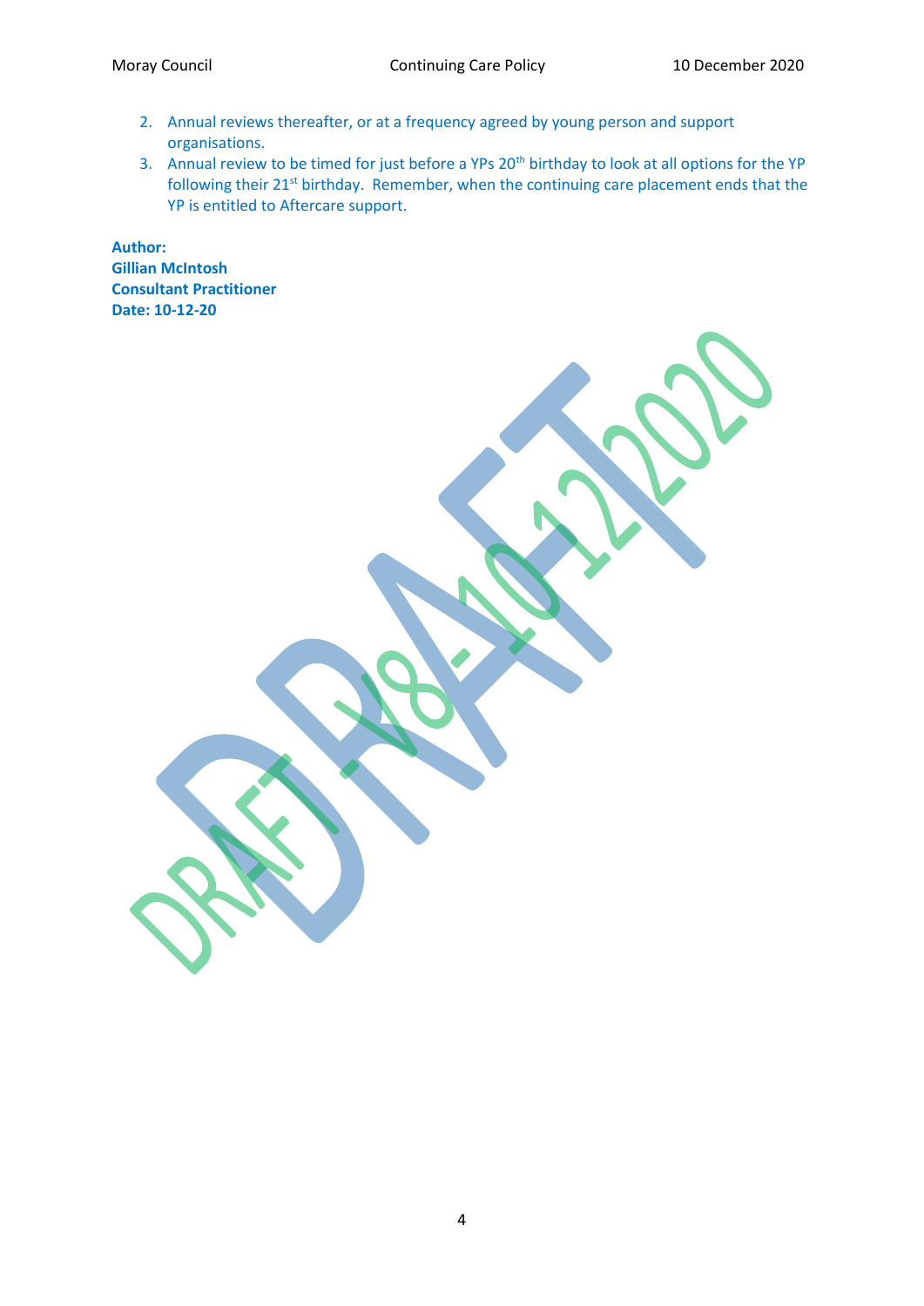2. Annual reviews thereafter, or at a frequency agreed by young person and support organisations.
3. Annual review to be timed for just before a YPs 20th birthday to look at all options for the YP following their 21st birthday. Remember, when the continuing care placement ends that the YP is entitled to Aftercare support.

**Author:**
**Gillian McIntosh**
**Consultant Practitioner**
**Date: 10-12-20**